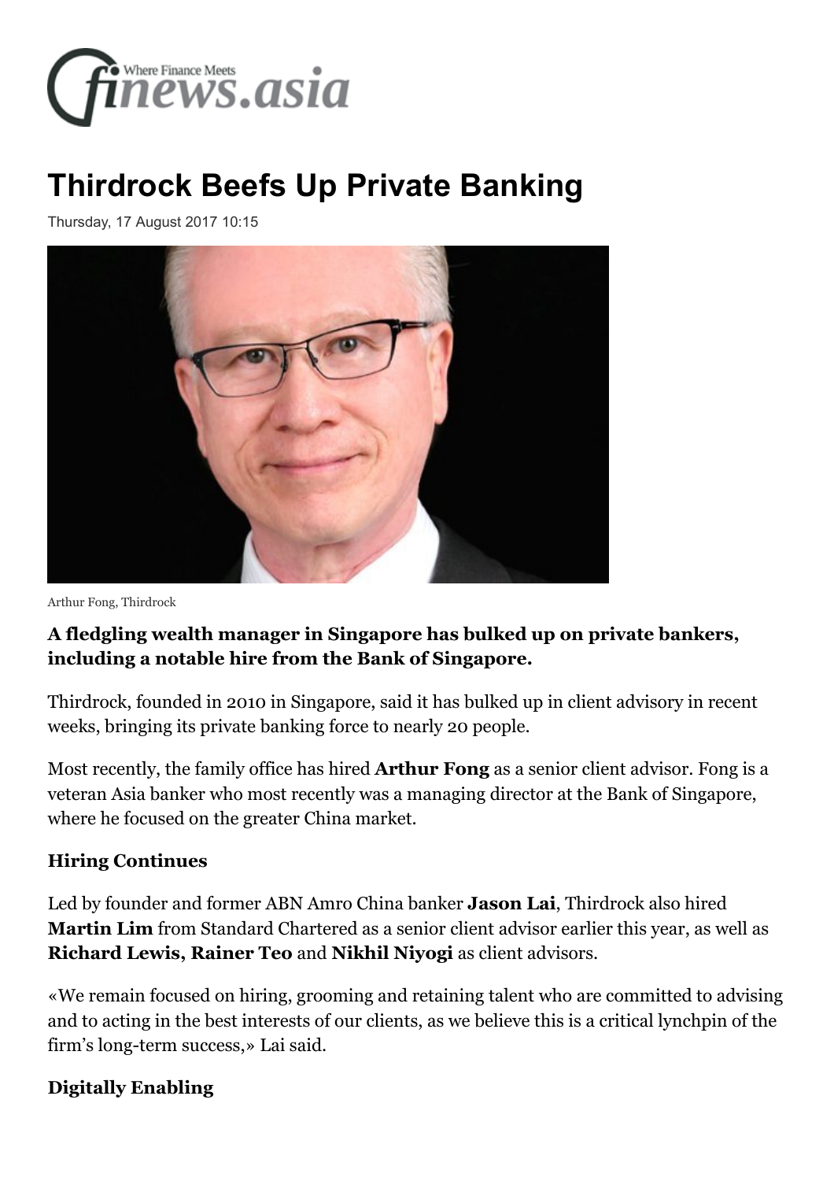# Thirdrock Beefs Up Private Banking

Thursday, 17 August 2017 10:15

Arthur Fong, Thirdrock

**A fledgling wealth manager in Singapore has bulked up on private bankers, including a notable hire from the Bank of Singapore.**

Thirdrock, founded in 2010 in Singapore, said it has bulked up in client advisory in recent weeks, bringing its private banking force to nearly 20 people.

Most recently, the family office has hired **Arthur Fong** as a senior client advisor. Fong is a veteran Asia banker who most recently was a managing director at the Bank of Singapore, where he focused on the greater China market.

### Hiring Continues

Led by founder and former ABN Amro China banker **Jason Lai**, Thirdrock also hired **Martin Lim** from Standard Chartered as a senior client advisor earlier this year, as well as **Richard Lewis, Rainer Teo** and **Nikhil Niyogi** as client advisors.

«We remain focused on hiring, grooming and retaining talent who are committed to advising and to acting in the best interests of our clients, as we believe this is a critical lynchpin of the firm's long-term success,» Lai said.

### Digitally Enabling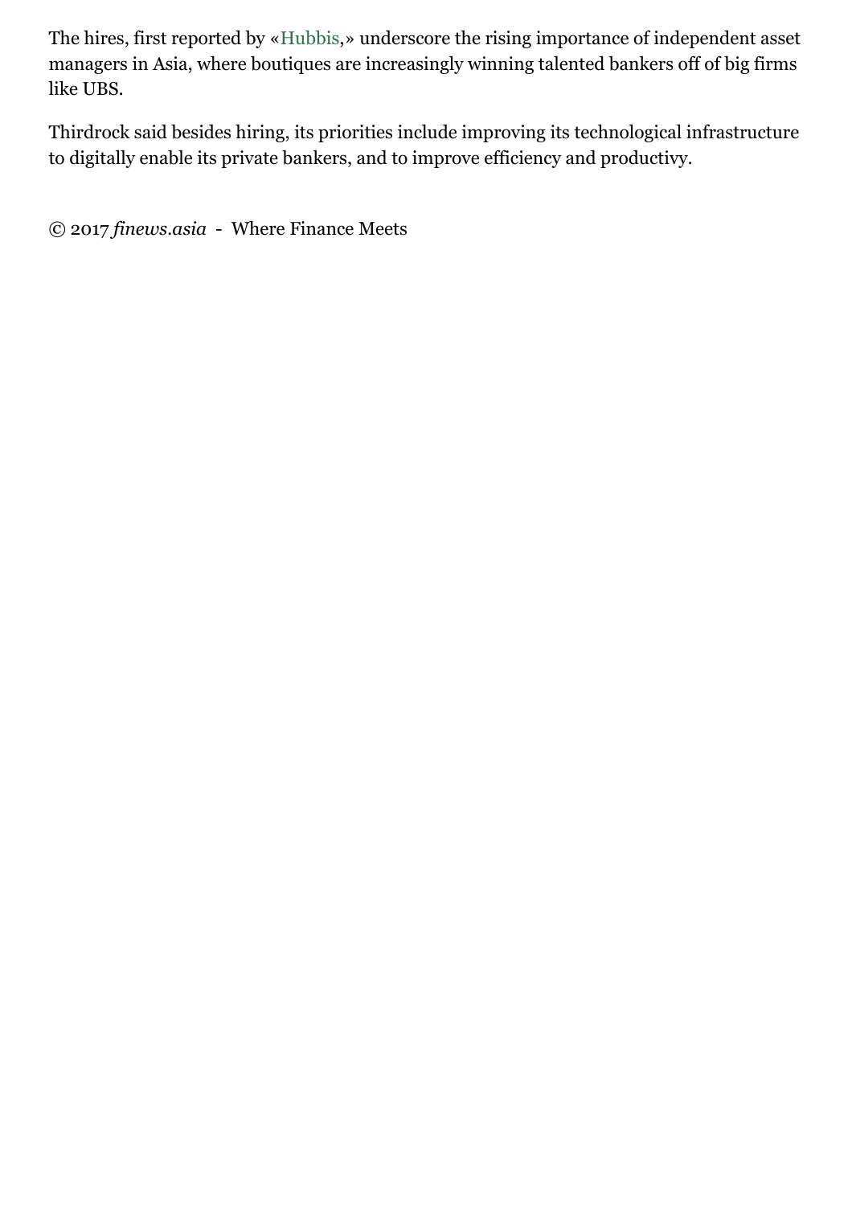The hires, first reported by «Hubbis,» underscore the rising importance of independent asset managers in Asia, where boutiques are increasingly winning talented bankers off of big firms like UBS.

Thirdrock said besides hiring, its priorities include improving its technological infrastructure to digitally enable its private bankers, and to improve efficiency and productivy.

© 2017 *finews.asia* - Where Finance Meets